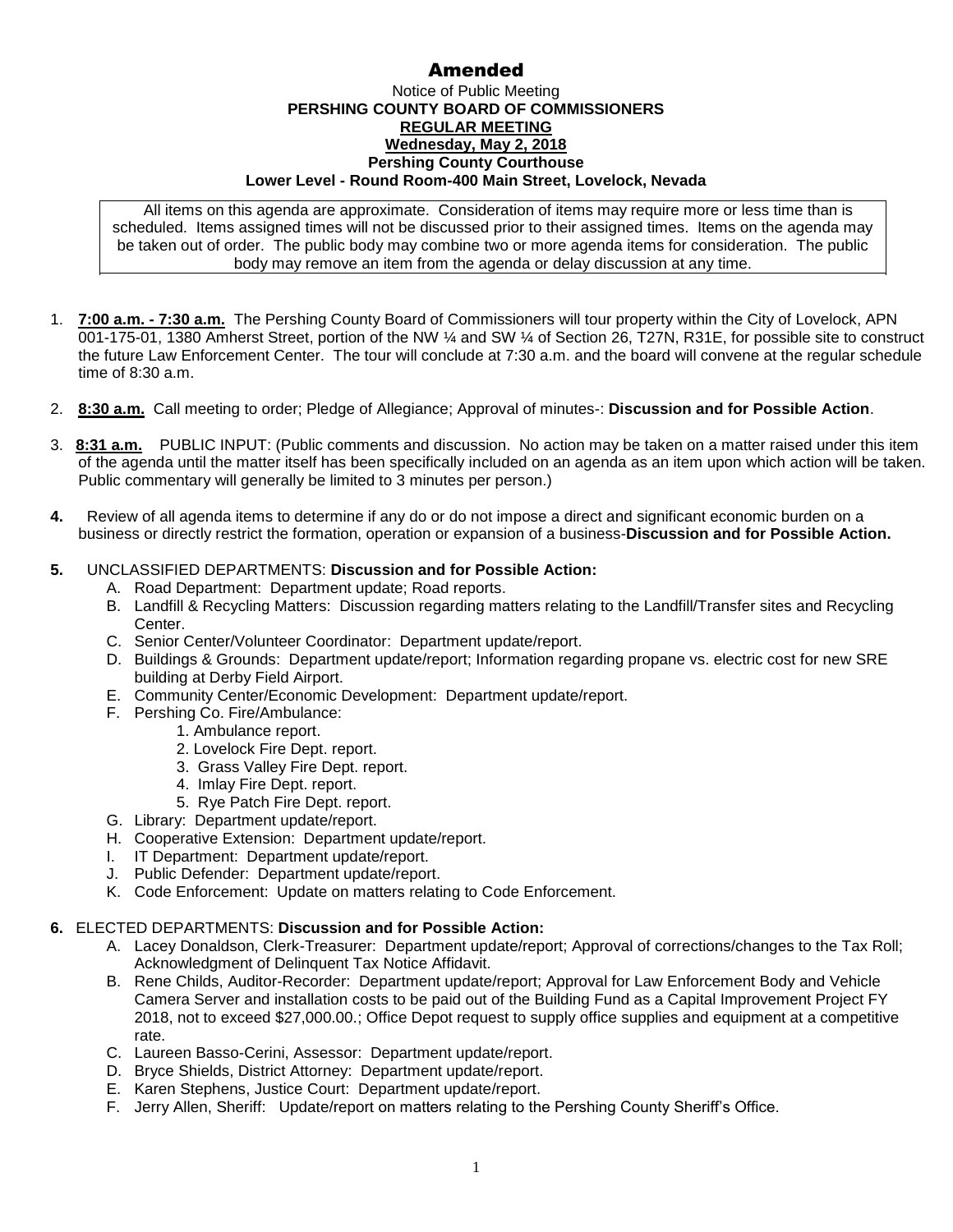# Amended

Notice of Public Meeting
**PERSHING COUNTY BOARD OF COMMISSIONERS**
**REGULAR MEETING**
**Wednesday, May 2, 2018**
**Pershing County Courthouse**
**Lower Level - Round Room-400 Main Street, Lovelock, Nevada**

All items on this agenda are approximate. Consideration of items may require more or less time than is scheduled. Items assigned times will not be discussed prior to their assigned times. Items on the agenda may be taken out of order. The public body may combine two or more agenda items for consideration. The public body may remove an item from the agenda or delay discussion at any time.

1. **7:00 a.m. - 7:30 a.m.** The Pershing County Board of Commissioners will tour property within the City of Lovelock, APN 001-175-01, 1380 Amherst Street, portion of the NW ¼ and SW ¼ of Section 26, T27N, R31E, for possible site to construct the future Law Enforcement Center. The tour will conclude at 7:30 a.m. and the board will convene at the regular schedule time of 8:30 a.m.

2. **8:30 a.m.** Call meeting to order; Pledge of Allegiance; Approval of minutes-: **Discussion and for Possible Action**.

3. **8:31 a.m.** PUBLIC INPUT: (Public comments and discussion. No action may be taken on a matter raised under this item of the agenda until the matter itself has been specifically included on an agenda as an item upon which action will be taken. Public commentary will generally be limited to 3 minutes per person.)

4. Review of all agenda items to determine if any do or do not impose a direct and significant economic burden on a business or directly restrict the formation, operation or expansion of a business-**Discussion and for Possible Action.**

5. UNCLASSIFIED DEPARTMENTS: **Discussion and for Possible Action:**
   - A. Road Department: Department update; Road reports.
   - B. Landfill & Recycling Matters: Discussion regarding matters relating to the Landfill/Transfer sites and Recycling Center.
   - C. Senior Center/Volunteer Coordinator: Department update/report.
   - D. Buildings & Grounds: Department update/report; Information regarding propane vs. electric cost for new SRE building at Derby Field Airport.
   - E. Community Center/Economic Development: Department update/report.
   - F. Pershing Co. Fire/Ambulance:
     1. Ambulance report.
     2. Lovelock Fire Dept. report.
     3. Grass Valley Fire Dept. report.
     4. Imlay Fire Dept. report.
     5. Rye Patch Fire Dept. report.
   - G. Library: Department update/report.
   - H. Cooperative Extension: Department update/report.
   - I. IT Department: Department update/report.
   - J. Public Defender: Department update/report.
   - K. Code Enforcement: Update on matters relating to Code Enforcement.

6. ELECTED DEPARTMENTS: **Discussion and for Possible Action:**
   - A. Lacey Donaldson, Clerk-Treasurer: Department update/report; Approval of corrections/changes to the Tax Roll; Acknowledgment of Delinquent Tax Notice Affidavit.
   - B. Rene Childs, Auditor-Recorder: Department update/report; Approval for Law Enforcement Body and Vehicle Camera Server and installation costs to be paid out of the Building Fund as a Capital Improvement Project FY 2018, not to exceed $27,000.00.; Office Depot request to supply office supplies and equipment at a competitive rate.
   - C. Laureen Basso-Cerini, Assessor: Department update/report.
   - D. Bryce Shields, District Attorney: Department update/report.
   - E. Karen Stephens, Justice Court: Department update/report.
   - F. Jerry Allen, Sheriff: Update/report on matters relating to the Pershing County Sheriff's Office.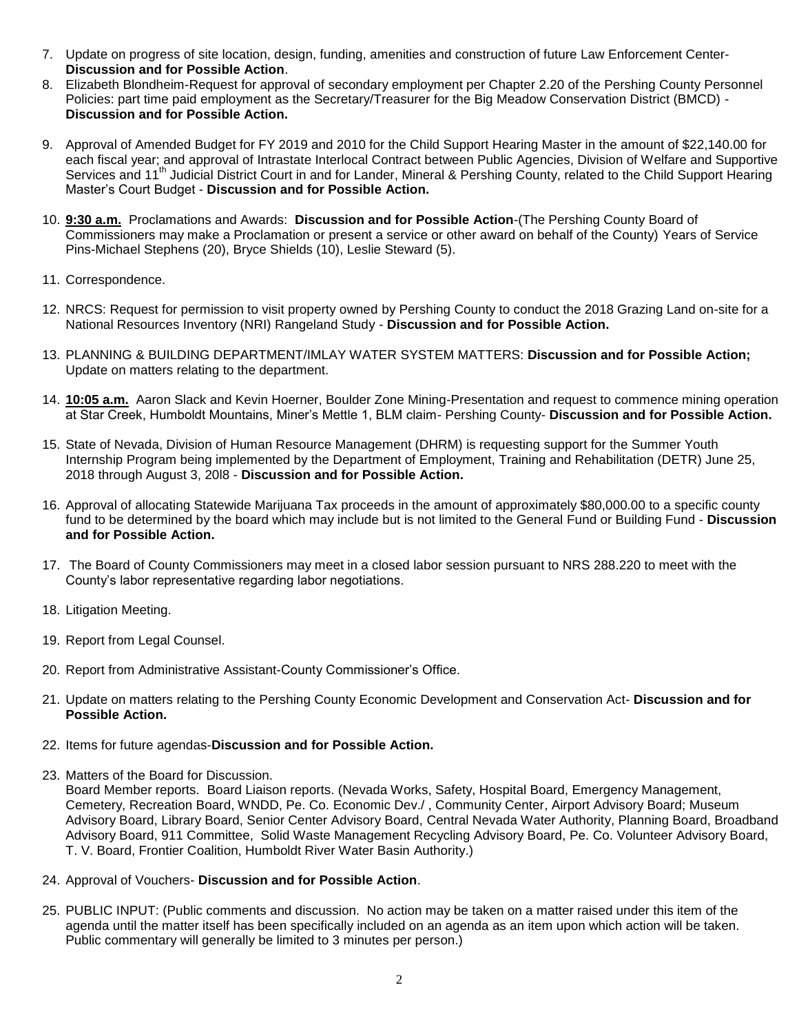7. Update on progress of site location, design, funding, amenities and construction of future Law Enforcement Center- **Discussion and for Possible Action**.
8. Elizabeth Blondheim-Request for approval of secondary employment per Chapter 2.20 of the Pershing County Personnel Policies: part time paid employment as the Secretary/Treasurer for the Big Meadow Conservation District (BMCD) - **Discussion and for Possible Action.**
9. Approval of Amended Budget for FY 2019 and 2010 for the Child Support Hearing Master in the amount of $22,140.00 for each fiscal year; and approval of Intrastate Interlocal Contract between Public Agencies, Division of Welfare and Supportive Services and 11th Judicial District Court in and for Lander, Mineral & Pershing County, related to the Child Support Hearing Master's Court Budget - **Discussion and for Possible Action.**
10. **9:30 a.m.** Proclamations and Awards: **Discussion and for Possible Action**-(The Pershing County Board of Commissioners may make a Proclamation or present a service or other award on behalf of the County) Years of Service Pins-Michael Stephens (20), Bryce Shields (10), Leslie Steward (5).
11. Correspondence.
12. NRCS: Request for permission to visit property owned by Pershing County to conduct the 2018 Grazing Land on-site for a National Resources Inventory (NRI) Rangeland Study - **Discussion and for Possible Action.**
13. PLANNING & BUILDING DEPARTMENT/IMLAY WATER SYSTEM MATTERS: **Discussion and for Possible Action;** Update on matters relating to the department.
14. **10:05 a.m.** Aaron Slack and Kevin Hoerner, Boulder Zone Mining-Presentation and request to commence mining operation at Star Creek, Humboldt Mountains, Miner's Mettle 1, BLM claim- Pershing County- **Discussion and for Possible Action.**
15. State of Nevada, Division of Human Resource Management (DHRM) is requesting support for the Summer Youth Internship Program being implemented by the Department of Employment, Training and Rehabilitation (DETR) June 25, 2018 through August 3, 20l8 - **Discussion and for Possible Action.**
16. Approval of allocating Statewide Marijuana Tax proceeds in the amount of approximately $80,000.00 to a specific county fund to be determined by the board which may include but is not limited to the General Fund or Building Fund - **Discussion and for Possible Action.**
17. The Board of County Commissioners may meet in a closed labor session pursuant to NRS 288.220 to meet with the County's labor representative regarding labor negotiations.
18. Litigation Meeting.
19. Report from Legal Counsel.
20. Report from Administrative Assistant-County Commissioner's Office.
21. Update on matters relating to the Pershing County Economic Development and Conservation Act- **Discussion and for Possible Action.**
22. Items for future agendas-**Discussion and for Possible Action.**
23. Matters of the Board for Discussion.
    Board Member reports. Board Liaison reports. (Nevada Works, Safety, Hospital Board, Emergency Management, Cemetery, Recreation Board, WNDD, Pe. Co. Economic Dev./ , Community Center, Airport Advisory Board; Museum Advisory Board, Library Board, Senior Center Advisory Board, Central Nevada Water Authority, Planning Board, Broadband Advisory Board, 911 Committee, Solid Waste Management Recycling Advisory Board, Pe. Co. Volunteer Advisory Board, T. V. Board, Frontier Coalition, Humboldt River Water Basin Authority.)
24. Approval of Vouchers- **Discussion and for Possible Action**.
25. PUBLIC INPUT: (Public comments and discussion. No action may be taken on a matter raised under this item of the agenda until the matter itself has been specifically included on an agenda as an item upon which action will be taken. Public commentary will generally be limited to 3 minutes per person.)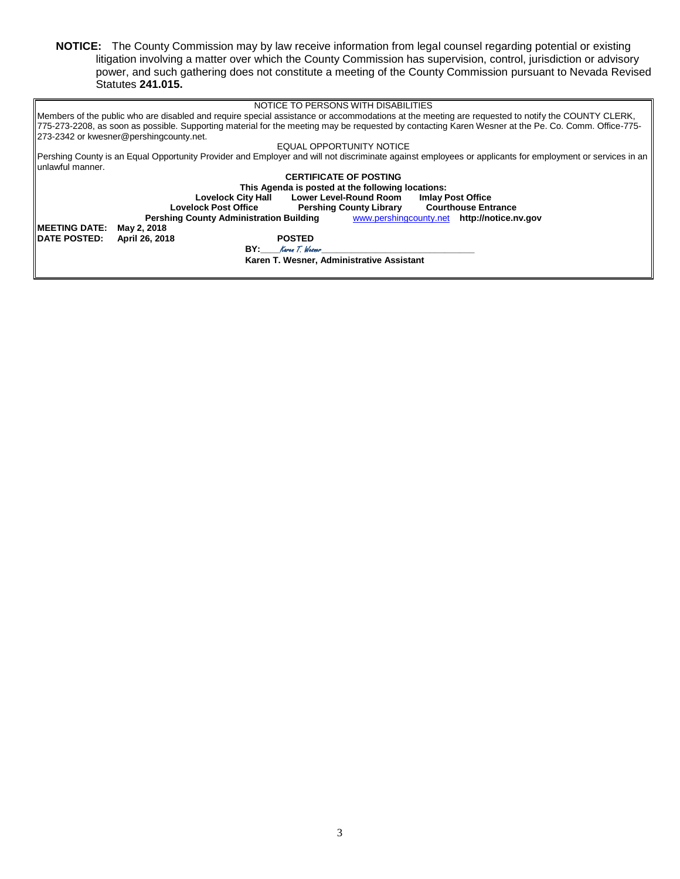**NOTICE:** The County Commission may by law receive information from legal counsel regarding potential or existing litigation involving a matter over which the County Commission has supervision, control, jurisdiction or advisory power, and such gathering does not constitute a meeting of the County Commission pursuant to Nevada Revised Statutes **241.015.**

NOTICE TO PERSONS WITH DISABILITIES

Members of the public who are disabled and require special assistance or accommodations at the meeting are requested to notify the COUNTY CLERK, 775-273-2208, as soon as possible. Supporting material for the meeting may be requested by contacting Karen Wesner at the Pe. Co. Comm. Office-775-273-2342 or kwesner@pershingcounty.net.

EQUAL OPPORTUNITY NOTICE

Pershing County is an Equal Opportunity Provider and Employer and will not discriminate against employees or applicants for employment or services in an unlawful manner.

**CERTIFICATE OF POSTING**

**This Agenda is posted at the following locations:**

**Lovelock City Hall** **Lower Level-Round Room** **Imlay Post Office**
**Lovelock Post Office** **Pershing County Library** **Courthouse Entrance**
**Pershing County Administration Building** www.pershingcounty.net **http://notice.nv.gov**

**MEETING DATE:** **May 2, 2018**
**DATE POSTED:** **April 26, 2018** **POSTED**

**BY:** *Karen T. Wesner*

**Karen T. Wesner, Administrative Assistant**